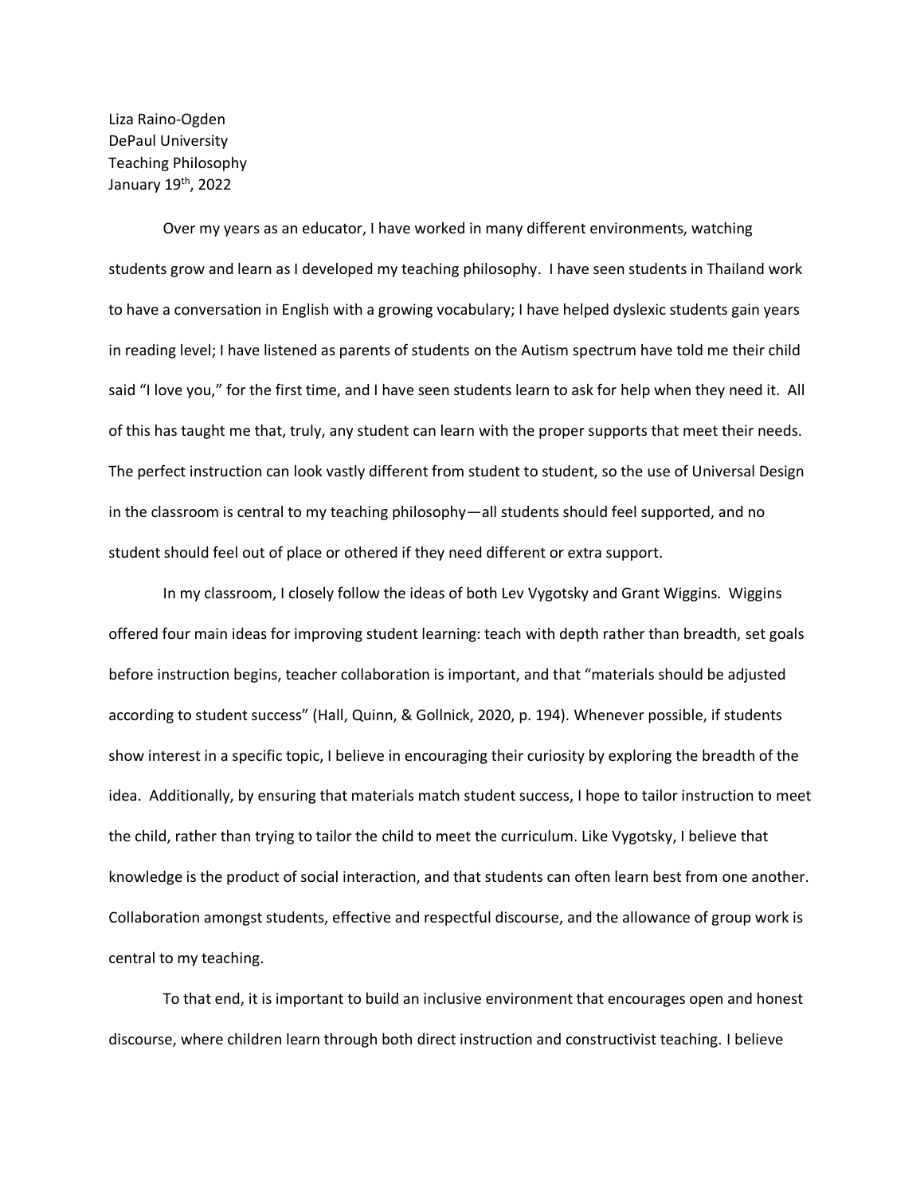Liza Raino-Ogden
DePaul University
Teaching Philosophy
January 19th, 2022

Over my years as an educator, I have worked in many different environments, watching students grow and learn as I developed my teaching philosophy. I have seen students in Thailand work to have a conversation in English with a growing vocabulary; I have helped dyslexic students gain years in reading level; I have listened as parents of students on the Autism spectrum have told me their child said "I love you," for the first time, and I have seen students learn to ask for help when they need it. All of this has taught me that, truly, any student can learn with the proper supports that meet their needs. The perfect instruction can look vastly different from student to student, so the use of Universal Design in the classroom is central to my teaching philosophy—all students should feel supported, and no student should feel out of place or othered if they need different or extra support.

In my classroom, I closely follow the ideas of both Lev Vygotsky and Grant Wiggins. Wiggins offered four main ideas for improving student learning: teach with depth rather than breadth, set goals before instruction begins, teacher collaboration is important, and that "materials should be adjusted according to student success" (Hall, Quinn, & Gollnick, 2020, p. 194). Whenever possible, if students show interest in a specific topic, I believe in encouraging their curiosity by exploring the breadth of the idea. Additionally, by ensuring that materials match student success, I hope to tailor instruction to meet the child, rather than trying to tailor the child to meet the curriculum. Like Vygotsky, I believe that knowledge is the product of social interaction, and that students can often learn best from one another. Collaboration amongst students, effective and respectful discourse, and the allowance of group work is central to my teaching.

To that end, it is important to build an inclusive environment that encourages open and honest discourse, where children learn through both direct instruction and constructivist teaching. I believe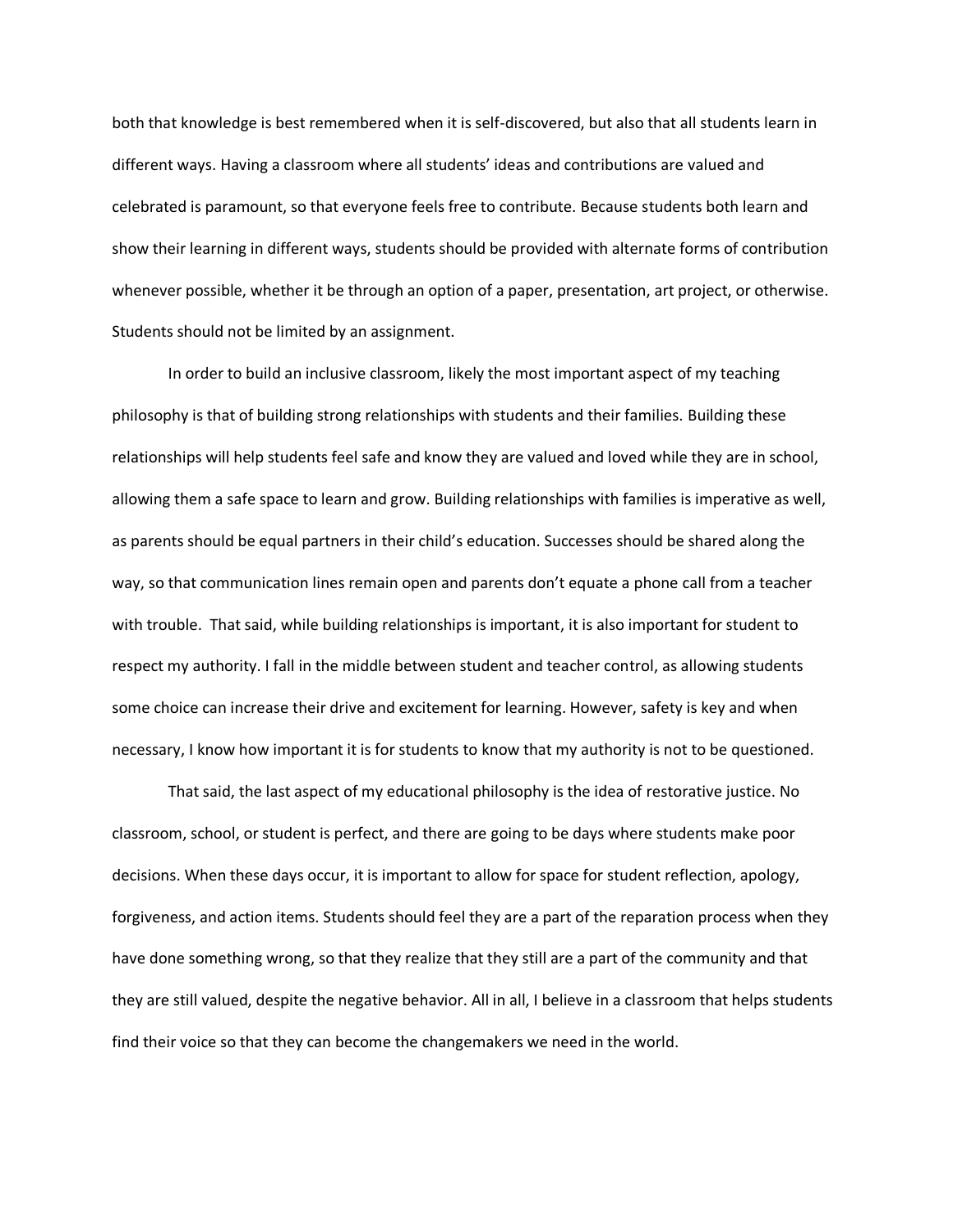both that knowledge is best remembered when it is self-discovered, but also that all students learn in different ways. Having a classroom where all students' ideas and contributions are valued and celebrated is paramount, so that everyone feels free to contribute. Because students both learn and show their learning in different ways, students should be provided with alternate forms of contribution whenever possible, whether it be through an option of a paper, presentation, art project, or otherwise. Students should not be limited by an assignment.

In order to build an inclusive classroom, likely the most important aspect of my teaching philosophy is that of building strong relationships with students and their families. Building these relationships will help students feel safe and know they are valued and loved while they are in school, allowing them a safe space to learn and grow. Building relationships with families is imperative as well, as parents should be equal partners in their child's education. Successes should be shared along the way, so that communication lines remain open and parents don't equate a phone call from a teacher with trouble. That said, while building relationships is important, it is also important for student to respect my authority. I fall in the middle between student and teacher control, as allowing students some choice can increase their drive and excitement for learning. However, safety is key and when necessary, I know how important it is for students to know that my authority is not to be questioned.

That said, the last aspect of my educational philosophy is the idea of restorative justice. No classroom, school, or student is perfect, and there are going to be days where students make poor decisions. When these days occur, it is important to allow for space for student reflection, apology, forgiveness, and action items. Students should feel they are a part of the reparation process when they have done something wrong, so that they realize that they still are a part of the community and that they are still valued, despite the negative behavior. All in all, I believe in a classroom that helps students find their voice so that they can become the changemakers we need in the world.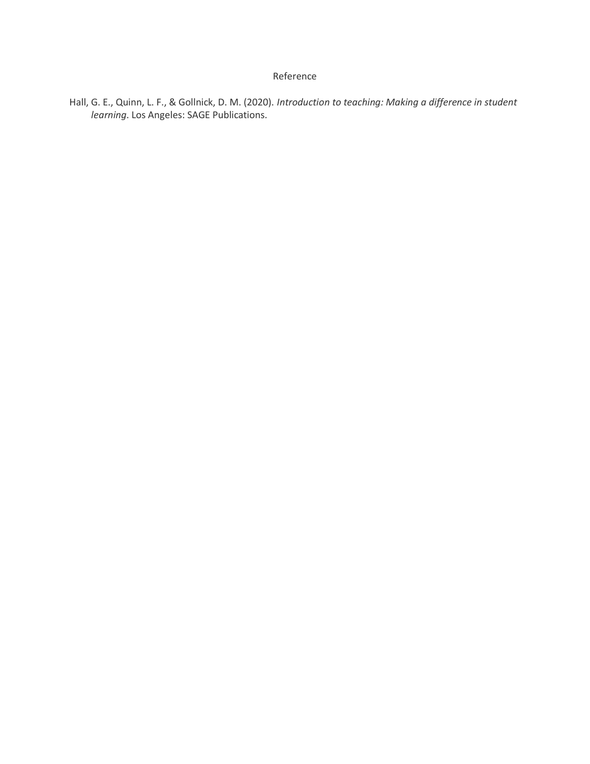# Reference

Hall, G. E., Quinn, L. F., & Gollnick, D. M. (2020). *Introduction to teaching: Making a difference in student learning*. Los Angeles: SAGE Publications.